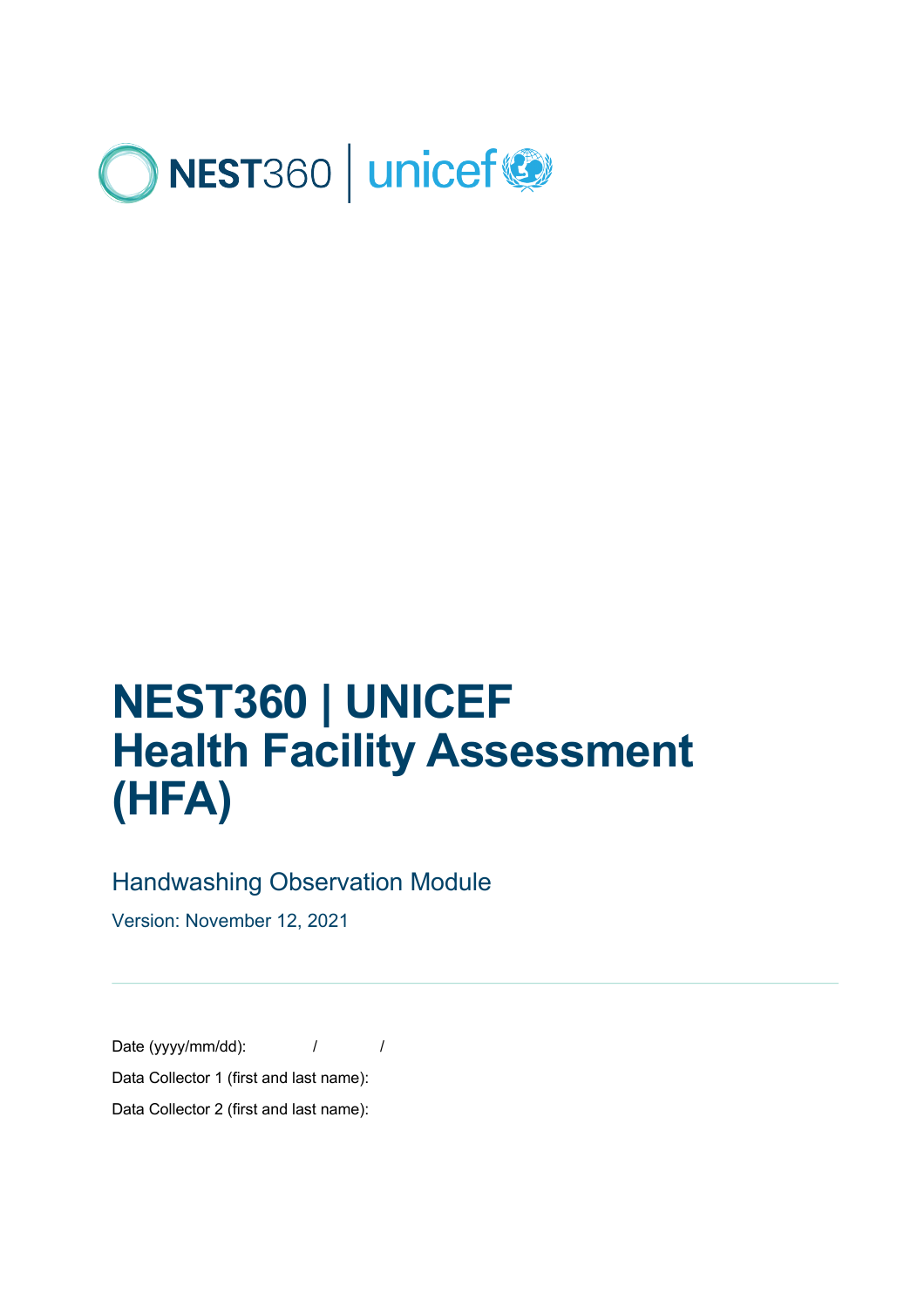NEST360 | unicef

# NEST360 | UNICEF
# Health Facility Assessment (HFA)

## Handwashing Observation Module

Version: November 12, 2021

---

Date (yyyy/mm/dd): / /

Data Collector 1 (first and last name):

Data Collector 2 (first and last name):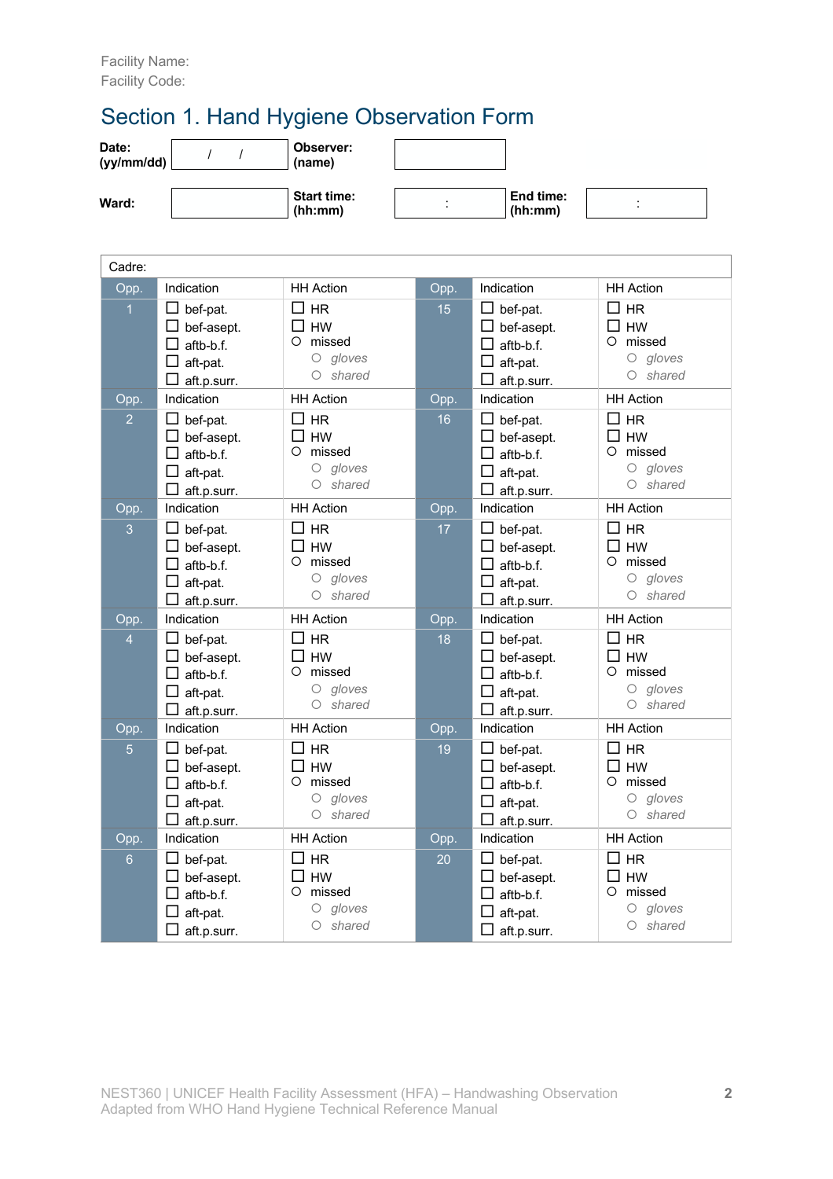Facility Name:
Facility Code:

## Section 1. Hand Hygiene Observation Form

| **Date: (yy/mm/dd)** | / / | **Observer: (name)** | | | |
|---|---|---|---|---|---|
| **Ward:** | | **Start time: (hh:mm)** | : | **End time: (hh:mm)** | : |

| Cadre: | | | | | |
|---|---|---|---|---|---|
| Opp. | Indication | HH Action | Opp. | Indication | HH Action |
| 1 | ☐ bef-pat.<br>☐ bef-asept.<br>☐ aftb-b.f.<br>☐ aft-pat.<br>☐ aft.p.surr. | ☐ HR<br>☐ HW<br>○ missed<br>○ *gloves*<br>○ *shared* | 15 | ☐ bef-pat.<br>☐ bef-asept.<br>☐ aftb-b.f.<br>☐ aft-pat.<br>☐ aft.p.surr. | ☐ HR<br>☐ HW<br>○ missed<br>○ *gloves*<br>○ *shared* |
| Opp. | Indication | HH Action | Opp. | Indication | HH Action |
| 2 | ☐ bef-pat.<br>☐ bef-asept.<br>☐ aftb-b.f.<br>☐ aft-pat.<br>☐ aft.p.surr. | ☐ HR<br>☐ HW<br>○ missed<br>○ *gloves*<br>○ *shared* | 16 | ☐ bef-pat.<br>☐ bef-asept.<br>☐ aftb-b.f.<br>☐ aft-pat.<br>☐ aft.p.surr. | ☐ HR<br>☐ HW<br>○ missed<br>○ *gloves*<br>○ *shared* |
| Opp. | Indication | HH Action | Opp. | Indication | HH Action |
| 3 | ☐ bef-pat.<br>☐ bef-asept.<br>☐ aftb-b.f.<br>☐ aft-pat.<br>☐ aft.p.surr. | ☐ HR<br>☐ HW<br>○ missed<br>○ *gloves*<br>○ *shared* | 17 | ☐ bef-pat.<br>☐ bef-asept.<br>☐ aftb-b.f.<br>☐ aft-pat.<br>☐ aft.p.surr. | ☐ HR<br>☐ HW<br>○ missed<br>○ *gloves*<br>○ *shared* |
| Opp. | Indication | HH Action | Opp. | Indication | HH Action |
| 4 | ☐ bef-pat.<br>☐ bef-asept.<br>☐ aftb-b.f.<br>☐ aft-pat.<br>☐ aft.p.surr. | ☐ HR<br>☐ HW<br>○ missed<br>○ *gloves*<br>○ *shared* | 18 | ☐ bef-pat.<br>☐ bef-asept.<br>☐ aftb-b.f.<br>☐ aft-pat.<br>☐ aft.p.surr. | ☐ HR<br>☐ HW<br>○ missed<br>○ *gloves*<br>○ *shared* |
| Opp. | Indication | HH Action | Opp. | Indication | HH Action |
| 5 | ☐ bef-pat.<br>☐ bef-asept.<br>☐ aftb-b.f.<br>☐ aft-pat.<br>☐ aft.p.surr. | ☐ HR<br>☐ HW<br>○ missed<br>○ *gloves*<br>○ *shared* | 19 | ☐ bef-pat.<br>☐ bef-asept.<br>☐ aftb-b.f.<br>☐ aft-pat.<br>☐ aft.p.surr. | ☐ HR<br>☐ HW<br>○ missed<br>○ *gloves*<br>○ *shared* |
| Opp. | Indication | HH Action | Opp. | Indication | HH Action |
| 6 | ☐ bef-pat.<br>☐ bef-asept.<br>☐ aftb-b.f.<br>☐ aft-pat.<br>☐ aft.p.surr. | ☐ HR<br>☐ HW<br>○ missed<br>○ *gloves*<br>○ *shared* | 20 | ☐ bef-pat.<br>☐ bef-asept.<br>☐ aftb-b.f.<br>☐ aft-pat.<br>☐ aft.p.surr. | ☐ HR<br>☐ HW<br>○ missed<br>○ *gloves*<br>○ *shared* |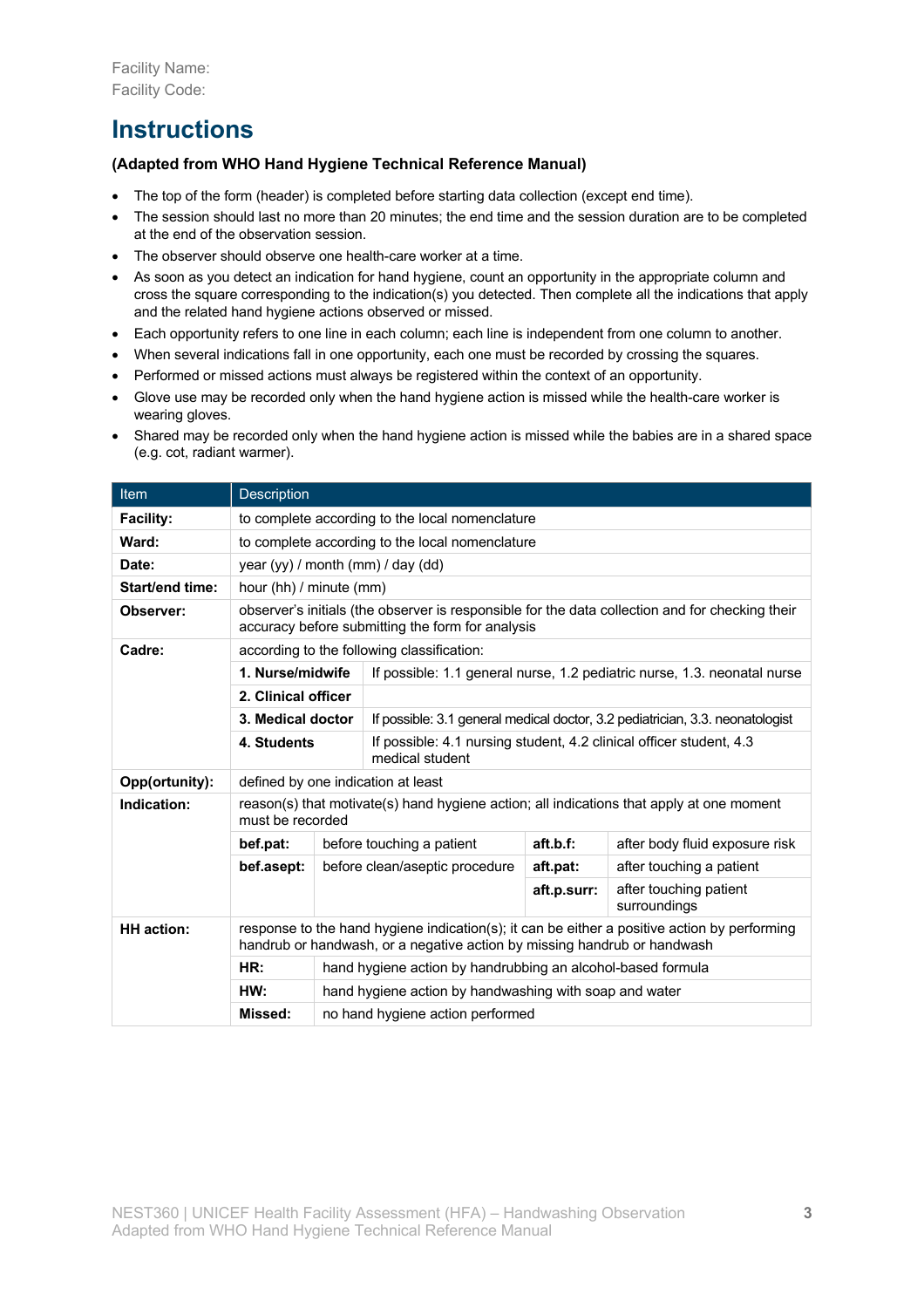Facility Name:
Facility Code:

# Instructions

**(Adapted from WHO Hand Hygiene Technical Reference Manual)**

- The top of the form (header) is completed before starting data collection (except end time).
- The session should last no more than 20 minutes; the end time and the session duration are to be completed at the end of the observation session.
- The observer should observe one health-care worker at a time.
- As soon as you detect an indication for hand hygiene, count an opportunity in the appropriate column and cross the square corresponding to the indication(s) you detected. Then complete all the indications that apply and the related hand hygiene actions observed or missed.
- Each opportunity refers to one line in each column; each line is independent from one column to another.
- When several indications fall in one opportunity, each one must be recorded by crossing the squares.
- Performed or missed actions must always be registered within the context of an opportunity.
- Glove use may be recorded only when the hand hygiene action is missed while the health-care worker is wearing gloves.
- Shared may be recorded only when the hand hygiene action is missed while the babies are in a shared space (e.g. cot, radiant warmer).

| Item | Description | | | |
|---|---|---|---|---|
| **Facility:** | to complete according to the local nomenclature | | | |
| **Ward:** | to complete according to the local nomenclature | | | |
| **Date:** | year (yy) / month (mm) / day (dd) | | | |
| **Start/end time:** | hour (hh) / minute (mm) | | | |
| **Observer:** | observer's initials (the observer is responsible for the data collection and for checking their accuracy before submitting the form for analysis | | | |
| **Cadre:** | according to the following classification: | | | |
| | **1. Nurse/midwife** | If possible: 1.1 general nurse, 1.2 pediatric nurse, 1.3. neonatal nurse | | |
| | **2. Clinical officer** | | | |
| | **3. Medical doctor** | If possible: 3.1 general medical doctor, 3.2 pediatrician, 3.3. neonatologist | | |
| | **4. Students** | If possible: 4.1 nursing student, 4.2 clinical officer student, 4.3 medical student | | |
| **Opp(ortunity):** | defined by one indication at least | | | |
| **Indication:** | reason(s) that motivate(s) hand hygiene action; all indications that apply at one moment must be recorded | | | |
| | **bef.pat:** | before touching a patient | **aft.b.f:** | after body fluid exposure risk |
| | **bef.asept:** | before clean/aseptic procedure | **aft.pat:** | after touching a patient |
| | | | **aft.p.surr:** | after touching patient surroundings |
| **HH action:** | response to the hand hygiene indication(s); it can be either a positive action by performing handrub or handwash, or a negative action by missing handrub or handwash | | | |
| | **HR:** | hand hygiene action by handrubbing an alcohol-based formula | | |
| | **HW:** | hand hygiene action by handwashing with soap and water | | |
| | **Missed:** | no hand hygiene action performed | | |